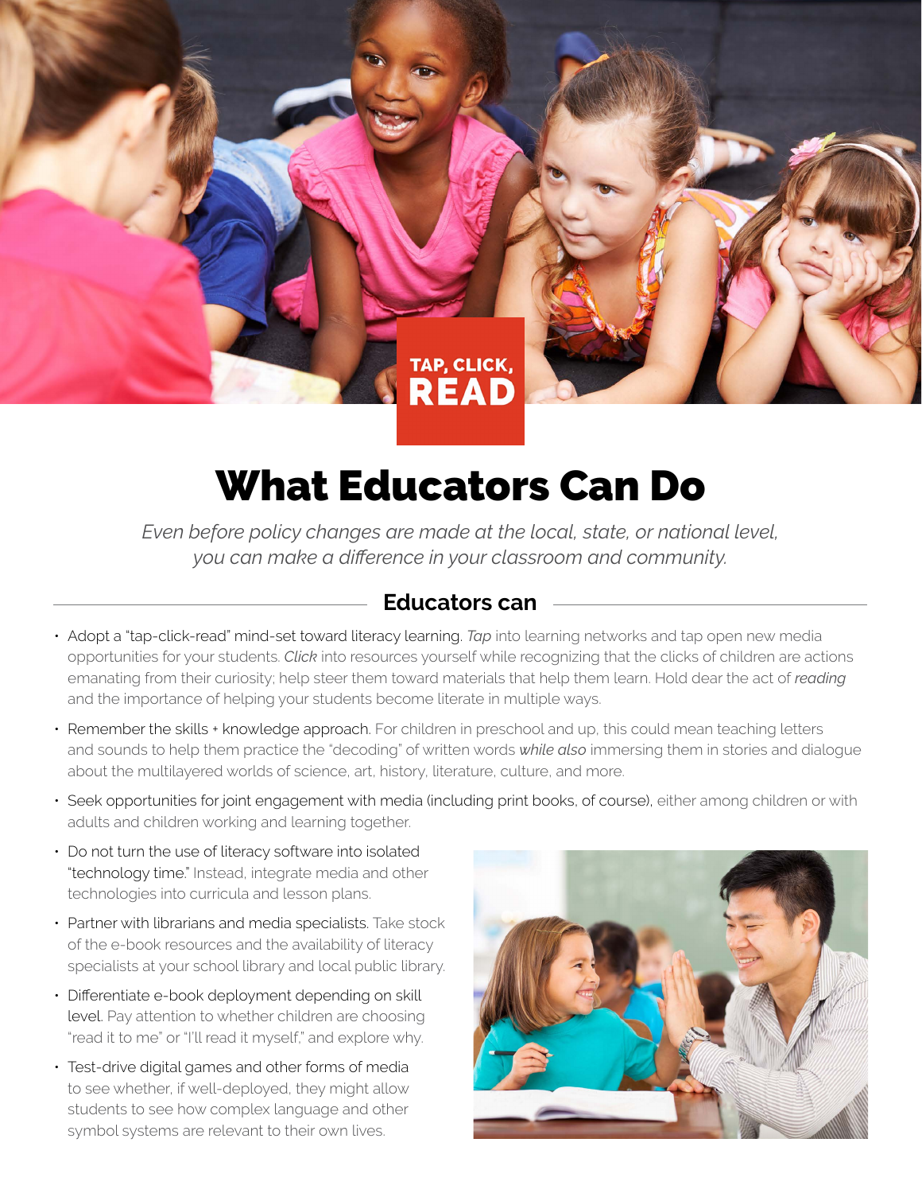TAP, CLICK, READ

# What Educators Can Do

*Even before policy changes are made at the local, state, or national level, you can make a difference in your classroom and community.*

## Educators can

- Adopt a "tap-click-read" mind-set toward literacy learning. *Tap* into learning networks and tap open new media opportunities for your students. *Click* into resources yourself while recognizing that the clicks of children are actions emanating from their curiosity; help steer them toward materials that help them learn. Hold dear the act of *reading* and the importance of helping your students become literate in multiple ways.
- Remember the skills + knowledge approach. For children in preschool and up, this could mean teaching letters and sounds to help them practice the "decoding" of written words *while also* immersing them in stories and dialogue about the multilayered worlds of science, art, history, literature, culture, and more.
- Seek opportunities for joint engagement with media (including print books, of course), either among children or with adults and children working and learning together.
- Do not turn the use of literacy software into isolated "technology time." Instead, integrate media and other technologies into curricula and lesson plans.
- Partner with librarians and media specialists. Take stock of the e-book resources and the availability of literacy specialists at your school library and local public library.
- Differentiate e-book deployment depending on skill level. Pay attention to whether children are choosing "read it to me" or "I'll read it myself," and explore why.
- Test-drive digital games and other forms of media to see whether, if well-deployed, they might allow students to see how complex language and other symbol systems are relevant to their own lives.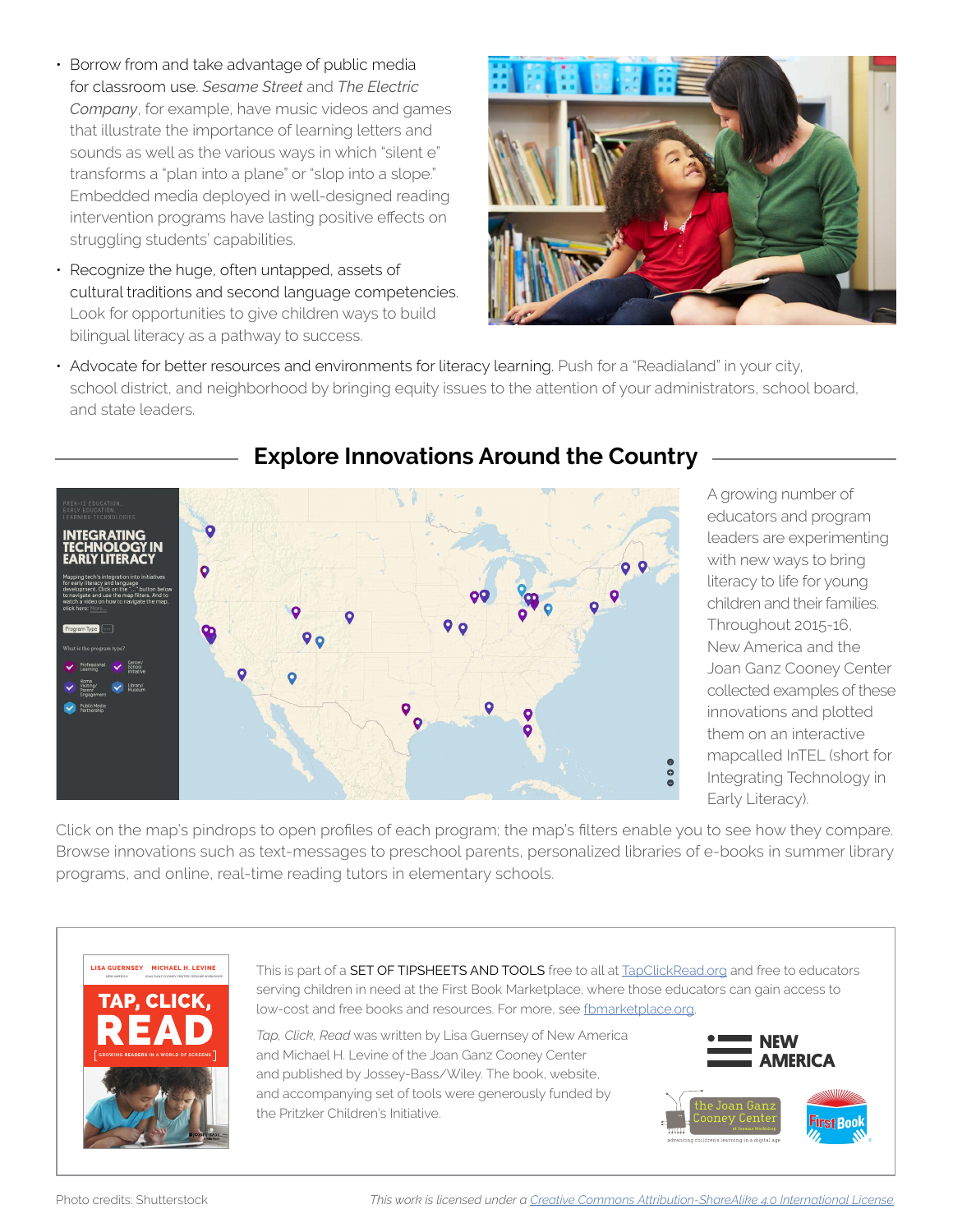- Borrow from and take advantage of public media for classroom use. *Sesame Street* and *The Electric Company*, for example, have music videos and games that illustrate the importance of learning letters and sounds as well as the various ways in which "silent e" transforms a "plan into a plane" or "slop into a slope." Embedded media deployed in well-designed reading intervention programs have lasting positive effects on struggling students' capabilities.
- Recognize the huge, often untapped, assets of cultural traditions and second language competencies. Look for opportunities to give children ways to build bilingual literacy as a pathway to success.
- Advocate for better resources and environments for literacy learning. Push for a "Readialand" in your city, school district, and neighborhood by bringing equity issues to the attention of your administrators, school board, and state leaders.

## Explore Innovations Around the Country

A growing number of educators and program leaders are experimenting with new ways to bring literacy to life for young children and their families. Throughout 2015-16, New America and the Joan Ganz Cooney Center collected examples of these innovations and plotted them on an interactive mapcalled InTEL (short for Integrating Technology in Early Literacy).

Click on the map's pindrops to open profiles of each program; the map's filters enable you to see how they compare. Browse innovations such as text-messages to preschool parents, personalized libraries of e-books in summer library programs, and online, real-time reading tutors in elementary schools.

This is part of a SET OF TIPSHEETS AND TOOLS free to all at TapClickRead.org and free to educators serving children in need at the First Book Marketplace, where those educators can gain access to low-cost and free books and resources. For more, see fbmarketplace.org.

*Tap, Click, Read* was written by Lisa Guernsey of New America and Michael H. Levine of the Joan Ganz Cooney Center and published by Jossey-Bass/Wiley. The book, website, and accompanying set of tools were generously funded by the Pritzker Children's Initiative.

Photo credits: Shutterstock

*This work is licensed under a Creative Commons Attribution-ShareAlike 4.0 International License.*